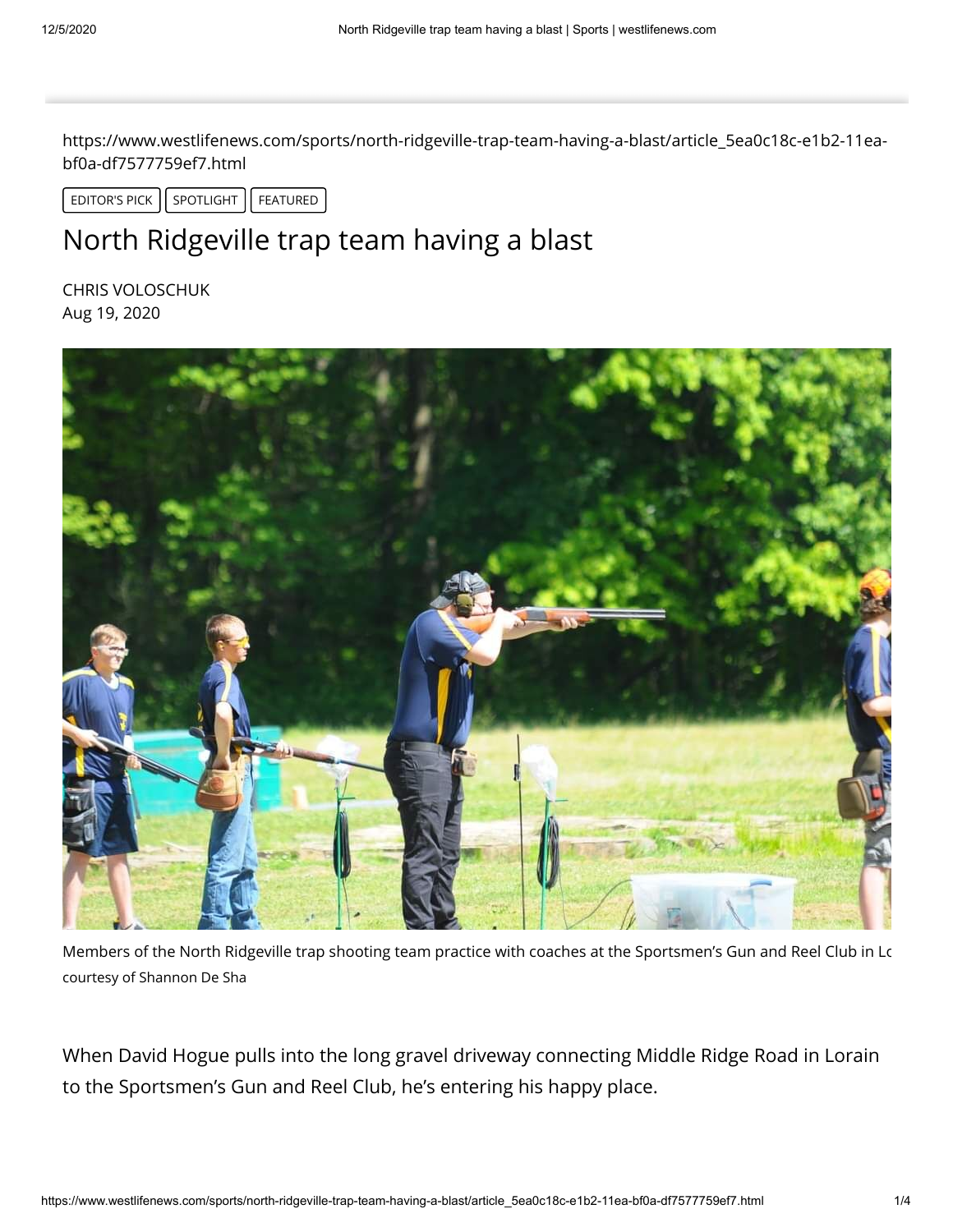https://www.westlifenews.com/sports/north-ridgeville-trap-team-having-a-blast/article_5ea0c18c-e1b2-11ea-bf0a-df7577759ef7.html

EDITOR'S PICK | SPOTLIGHT | FEATURED

# North Ridgeville trap team having a blast

CHRIS VOLOSCHUK
Aug 19, 2020

Members of the North Ridgeville trap shooting team practice with coaches at the Sportsmen's Gun and Reel Club in Lo
courtesy of Shannon De Sha

When David Hogue pulls into the long gravel driveway connecting Middle Ridge Road in Lorain to the Sportsmen's Gun and Reel Club, he's entering his happy place.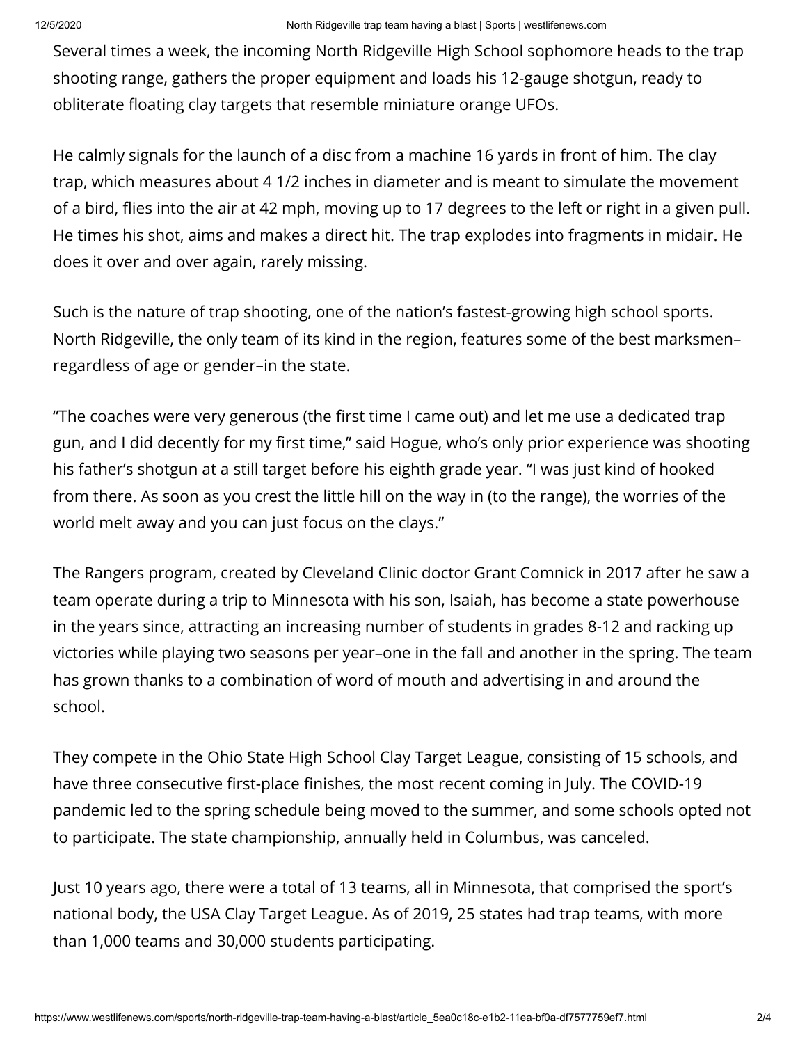Several times a week, the incoming North Ridgeville High School sophomore heads to the trap shooting range, gathers the proper equipment and loads his 12-gauge shotgun, ready to obliterate floating clay targets that resemble miniature orange UFOs.

He calmly signals for the launch of a disc from a machine 16 yards in front of him. The clay trap, which measures about 4 1/2 inches in diameter and is meant to simulate the movement of a bird, flies into the air at 42 mph, moving up to 17 degrees to the left or right in a given pull. He times his shot, aims and makes a direct hit. The trap explodes into fragments in midair. He does it over and over again, rarely missing.

Such is the nature of trap shooting, one of the nation's fastest-growing high school sports. North Ridgeville, the only team of its kind in the region, features some of the best marksmen–regardless of age or gender–in the state.

"The coaches were very generous (the first time I came out) and let me use a dedicated trap gun, and I did decently for my first time," said Hogue, who's only prior experience was shooting his father's shotgun at a still target before his eighth grade year. "I was just kind of hooked from there. As soon as you crest the little hill on the way in (to the range), the worries of the world melt away and you can just focus on the clays."

The Rangers program, created by Cleveland Clinic doctor Grant Comnick in 2017 after he saw a team operate during a trip to Minnesota with his son, Isaiah, has become a state powerhouse in the years since, attracting an increasing number of students in grades 8-12 and racking up victories while playing two seasons per year–one in the fall and another in the spring. The team has grown thanks to a combination of word of mouth and advertising in and around the school.

They compete in the Ohio State High School Clay Target League, consisting of 15 schools, and have three consecutive first-place finishes, the most recent coming in July. The COVID-19 pandemic led to the spring schedule being moved to the summer, and some schools opted not to participate. The state championship, annually held in Columbus, was canceled.

Just 10 years ago, there were a total of 13 teams, all in Minnesota, that comprised the sport's national body, the USA Clay Target League. As of 2019, 25 states had trap teams, with more than 1,000 teams and 30,000 students participating.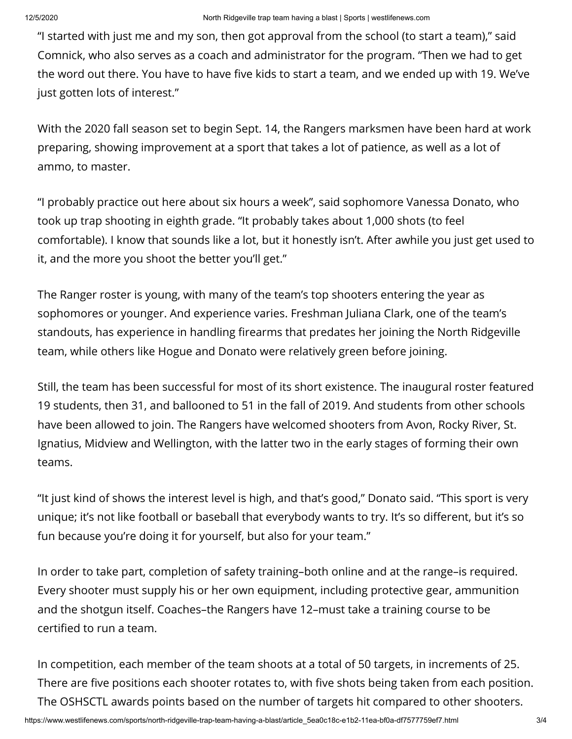“I started with just me and my son, then got approval from the school (to start a team),” said Comnick, who also serves as a coach and administrator for the program. “Then we had to get the word out there. You have to have five kids to start a team, and we ended up with 19. We’ve just gotten lots of interest.”

With the 2020 fall season set to begin Sept. 14, the Rangers marksmen have been hard at work preparing, showing improvement at a sport that takes a lot of patience, as well as a lot of ammo, to master.

“I probably practice out here about six hours a week”, said sophomore Vanessa Donato, who took up trap shooting in eighth grade. “It probably takes about 1,000 shots (to feel comfortable). I know that sounds like a lot, but it honestly isn’t. After awhile you just get used to it, and the more you shoot the better you’ll get.”

The Ranger roster is young, with many of the team’s top shooters entering the year as sophomores or younger. And experience varies. Freshman Juliana Clark, one of the team’s standouts, has experience in handling firearms that predates her joining the North Ridgeville team, while others like Hogue and Donato were relatively green before joining.

Still, the team has been successful for most of its short existence. The inaugural roster featured 19 students, then 31, and ballooned to 51 in the fall of 2019. And students from other schools have been allowed to join. The Rangers have welcomed shooters from Avon, Rocky River, St. Ignatius, Midview and Wellington, with the latter two in the early stages of forming their own teams.

“It just kind of shows the interest level is high, and that’s good,” Donato said. “This sport is very unique; it’s not like football or baseball that everybody wants to try. It’s so different, but it’s so fun because you’re doing it for yourself, but also for your team.”

In order to take part, completion of safety training–both online and at the range–is required. Every shooter must supply his or her own equipment, including protective gear, ammunition and the shotgun itself. Coaches–the Rangers have 12–must take a training course to be certified to run a team.

In competition, each member of the team shoots at a total of 50 targets, in increments of 25. There are five positions each shooter rotates to, with five shots being taken from each position. The OSHSCTL awards points based on the number of targets hit compared to other shooters.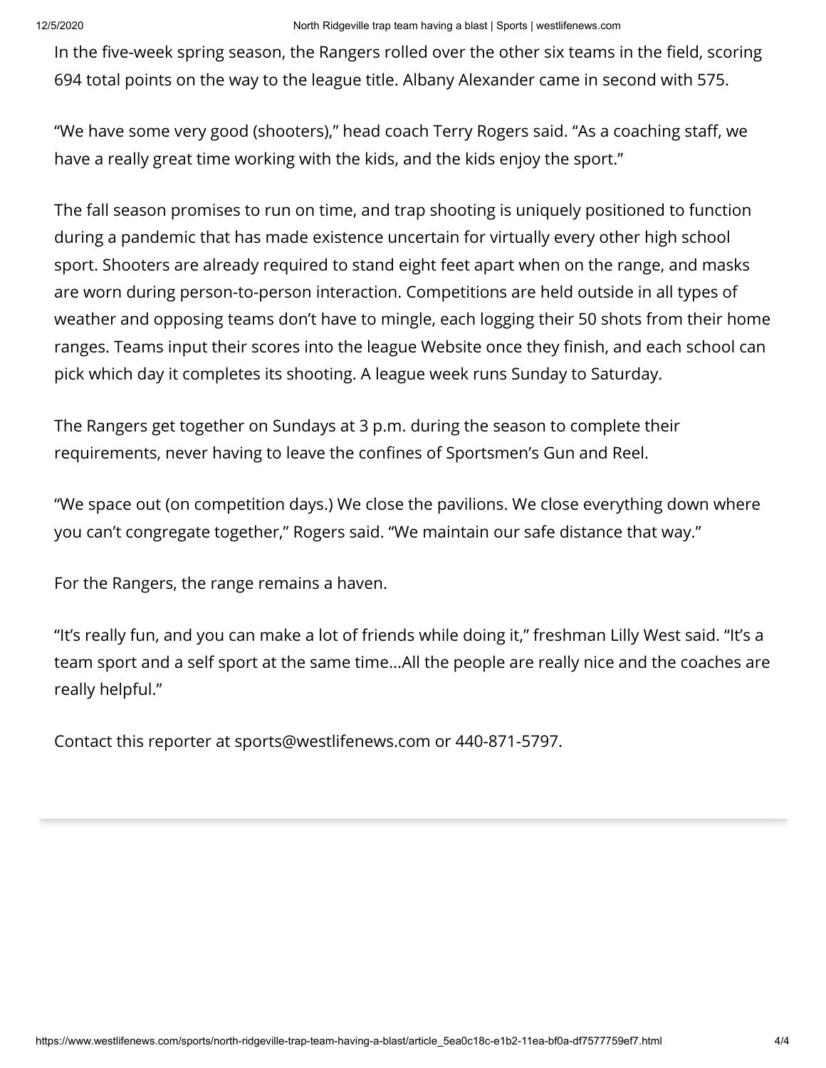In the five-week spring season, the Rangers rolled over the other six teams in the field, scoring 694 total points on the way to the league title. Albany Alexander came in second with 575.

“We have some very good (shooters),” head coach Terry Rogers said. “As a coaching staff, we have a really great time working with the kids, and the kids enjoy the sport.”

The fall season promises to run on time, and trap shooting is uniquely positioned to function during a pandemic that has made existence uncertain for virtually every other high school sport. Shooters are already required to stand eight feet apart when on the range, and masks are worn during person-to-person interaction. Competitions are held outside in all types of weather and opposing teams don’t have to mingle, each logging their 50 shots from their home ranges. Teams input their scores into the league Website once they finish, and each school can pick which day it completes its shooting. A league week runs Sunday to Saturday.

The Rangers get together on Sundays at 3 p.m. during the season to complete their requirements, never having to leave the confines of Sportsmen’s Gun and Reel.

“We space out (on competition days.) We close the pavilions. We close everything down where you can’t congregate together,” Rogers said. “We maintain our safe distance that way.”

For the Rangers, the range remains a haven.

“It’s really fun, and you can make a lot of friends while doing it,” freshman Lilly West said. “It’s a team sport and a self sport at the same time...All the people are really nice and the coaches are really helpful.”

Contact this reporter at sports@westlifenews.com or 440-871-5797.